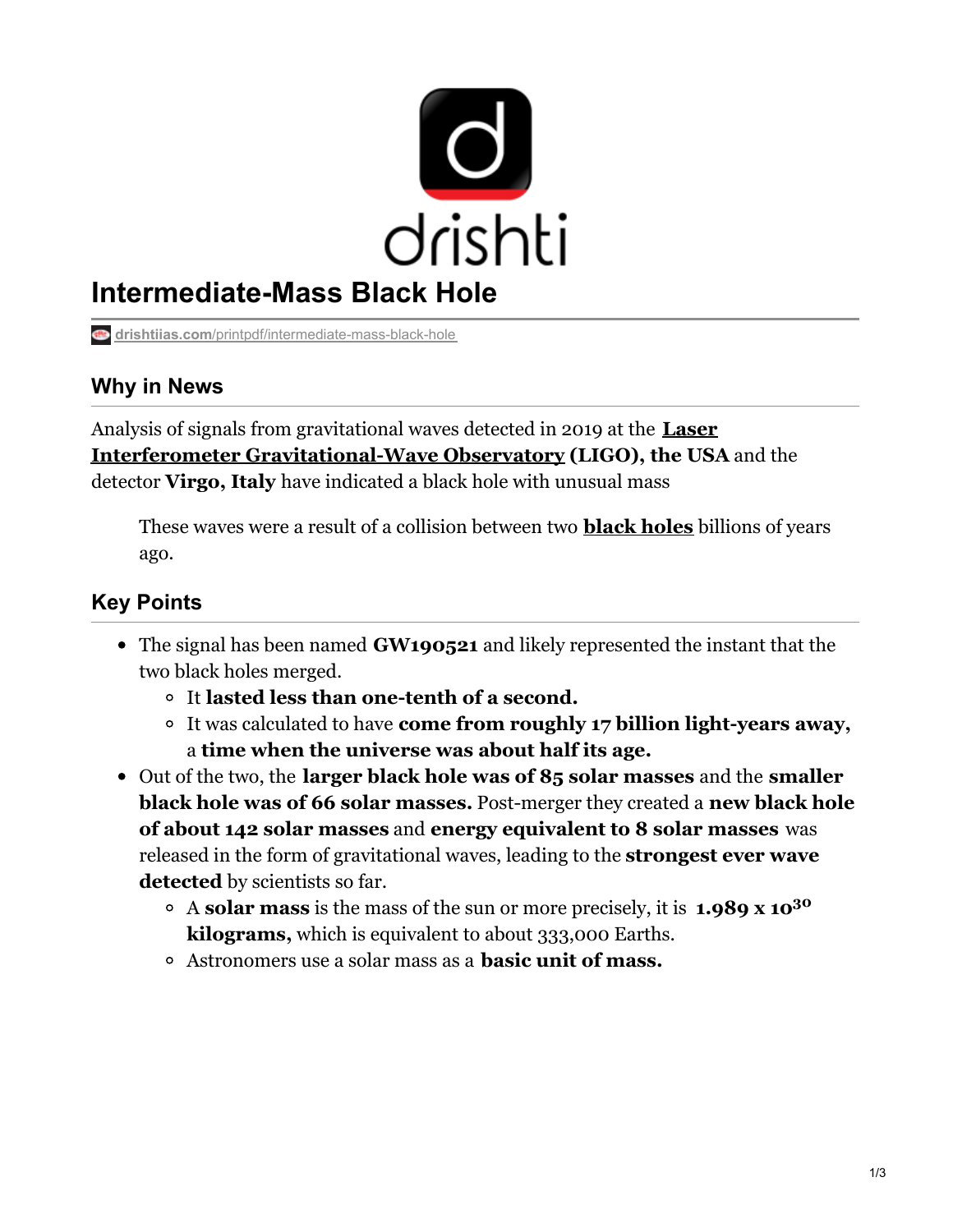# Intermediate-Mass Black Hole

drishtiias.com/printpdf/intermediate-mass-black-hole

## Why in News

Analysis of signals from gravitational waves detected in 2019 at the **Laser Interferometer Gravitational-Wave Observatory (LIGO), the USA** and the detector **Virgo, Italy** have indicated a black hole with unusual mass

> These waves were a result of a collision between two **black holes** billions of years ago.

## Key Points

- The signal has been named **GW190521** and likely represented the instant that the two black holes merged.
  - It **lasted less than one-tenth of a second.**
  - It was calculated to have **come from roughly 17 billion light-years away,** a **time when the universe was about half its age.**
- Out of the two, the **larger black hole was of 85 solar masses** and the **smaller black hole was of 66 solar masses.** Post-merger they created a **new black hole of about 142 solar masses** and **energy equivalent to 8 solar masses** was released in the form of gravitational waves, leading to the **strongest ever wave detected** by scientists so far.
  - A **solar mass** is the mass of the sun or more precisely, it is **$1.989 \times 10^{30}$ kilograms,** which is equivalent to about 333,000 Earths.
  - Astronomers use a solar mass as a **basic unit of mass.**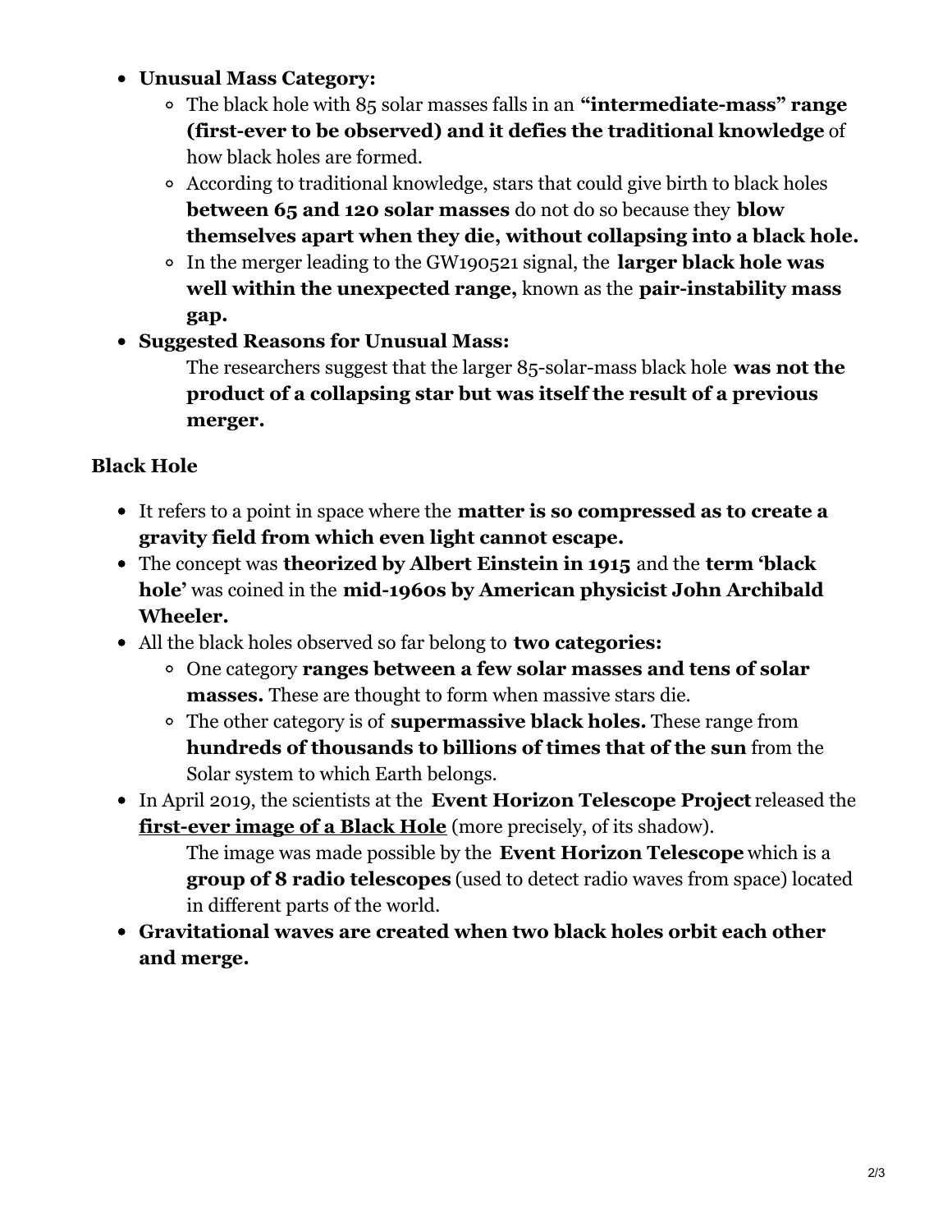- **Unusual Mass Category:**
    - The black hole with 85 solar masses falls in an **"intermediate-mass" range (first-ever to be observed) and it defies the traditional knowledge** of how black holes are formed.
    - According to traditional knowledge, stars that could give birth to black holes **between 65 and 120 solar masses** do not do so because they **blow themselves apart when they die, without collapsing into a black hole.**
    - In the merger leading to the GW190521 signal, the **larger black hole was well within the unexpected range,** known as the **pair-instability mass gap.**
- **Suggested Reasons for Unusual Mass:**
    
    The researchers suggest that the larger 85-solar-mass black hole **was not the product of a collapsing star but was itself the result of a previous merger.**

**Black Hole**

- It refers to a point in space where the **matter is so compressed as to create a gravity field from which even light cannot escape.**
- The concept was **theorized by Albert Einstein in 1915** and the **term 'black hole'** was coined in the **mid-1960s by American physicist John Archibald Wheeler.**
- All the black holes observed so far belong to **two categories:**
    - One category **ranges between a few solar masses and tens of solar masses.** These are thought to form when massive stars die.
    - The other category is of **supermassive black holes.** These range from **hundreds of thousands to billions of times that of the sun** from the Solar system to which Earth belongs.
- In April 2019, the scientists at the **Event Horizon Telescope Project** released the **first-ever image of a Black Hole** (more precisely, of its shadow).
    
    The image was made possible by the **Event Horizon Telescope** which is a **group of 8 radio telescopes** (used to detect radio waves from space) located in different parts of the world.
- **Gravitational waves are created when two black holes orbit each other and merge.**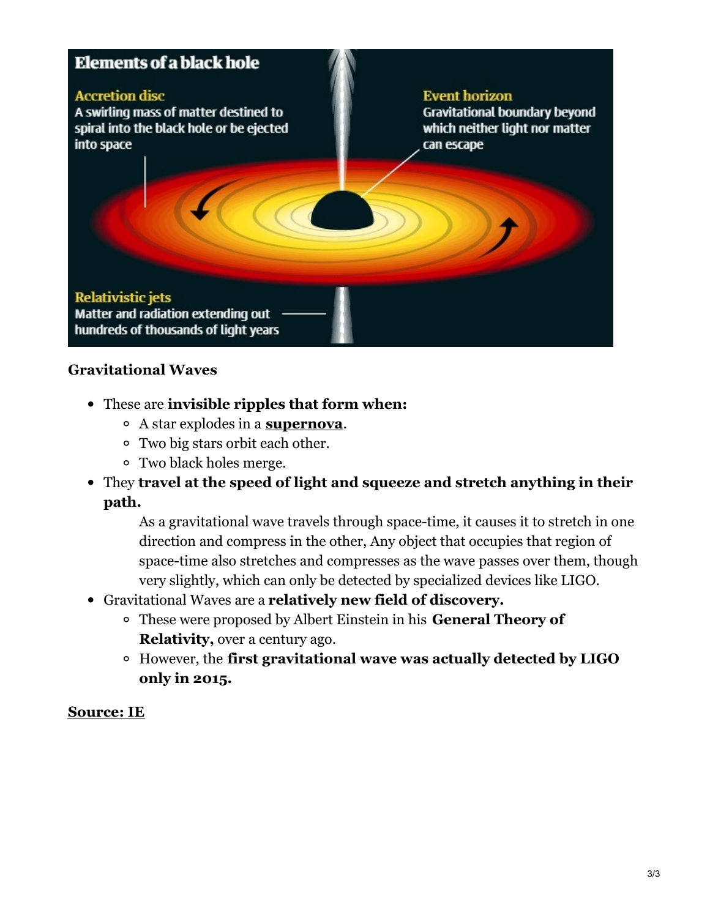Elements of a black hole

Accretion disc
A swirling mass of matter destined to spiral into the black hole or be ejected into space

Event horizon
Gravitational boundary beyond which neither light nor matter can escape

Relativistic jets
Matter and radiation extending out hundreds of thousands of light years

**Gravitational Waves**

- These are **invisible ripples that form when:**
  - A star explodes in a **supernova**.
  - Two big stars orbit each other.
  - Two black holes merge.
- They **travel at the speed of light and squeeze and stretch anything in their path.**

  As a gravitational wave travels through space-time, it causes it to stretch in one direction and compress in the other, Any object that occupies that region of space-time also stretches and compresses as the wave passes over them, though very slightly, which can only be detected by specialized devices like LIGO.
- Gravitational Waves are a **relatively new field of discovery.**
  - These were proposed by Albert Einstein in his **General Theory of Relativity,** over a century ago.
  - However, the **first gravitational wave was actually detected by LIGO only in 2015.**

**Source: IE**